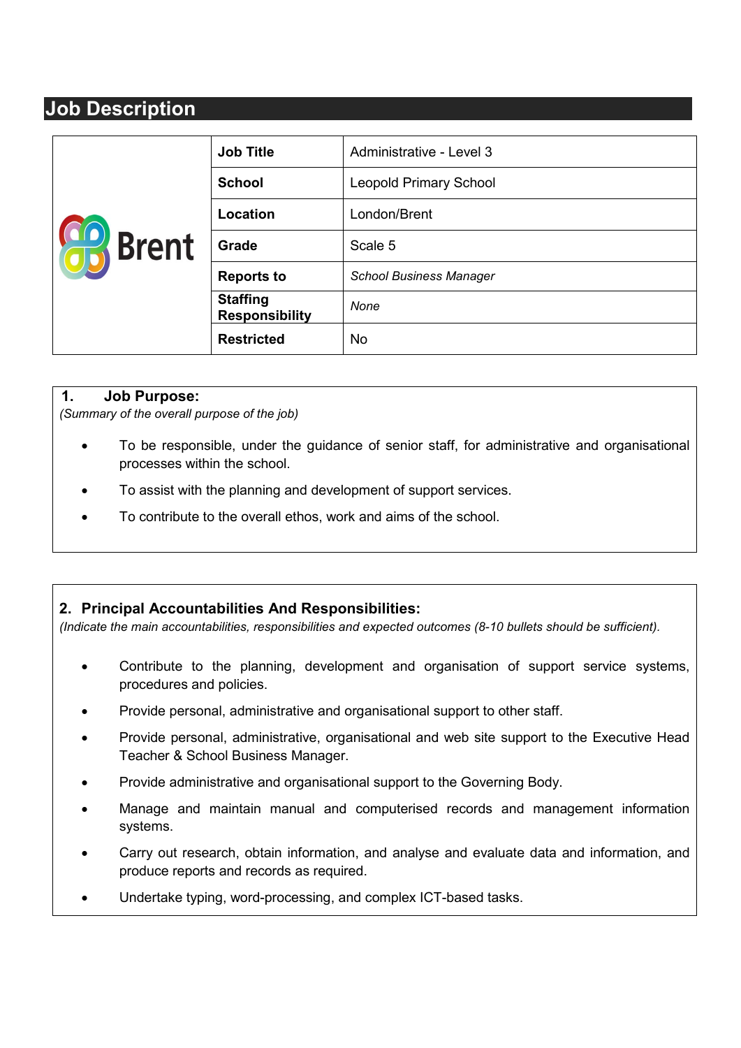# Job Description

| | | |
|---|---|---|
| Brent | **Job Title** | Administrative - Level 3 |
| | **School** | Leopold Primary School |
| | **Location** | London/Brent |
| | **Grade** | Scale 5 |
| | **Reports to** | *School Business Manager* |
| | **Staffing Responsibility** | *None* |
| | **Restricted** | No |

## 1. Job Purpose:

*(Summary of the overall purpose of the job)*

- To be responsible, under the guidance of senior staff, for administrative and organisational processes within the school.
- To assist with the planning and development of support services.
- To contribute to the overall ethos, work and aims of the school.

## 2. Principal Accountabilities And Responsibilities:

*(Indicate the main accountabilities, responsibilities and expected outcomes (8-10 bullets should be sufficient).*

- Contribute to the planning, development and organisation of support service systems, procedures and policies.
- Provide personal, administrative and organisational support to other staff.
- Provide personal, administrative, organisational and web site support to the Executive Head Teacher & School Business Manager.
- Provide administrative and organisational support to the Governing Body.
- Manage and maintain manual and computerised records and management information systems.
- Carry out research, obtain information, and analyse and evaluate data and information, and produce reports and records as required.
- Undertake typing, word-processing, and complex ICT-based tasks.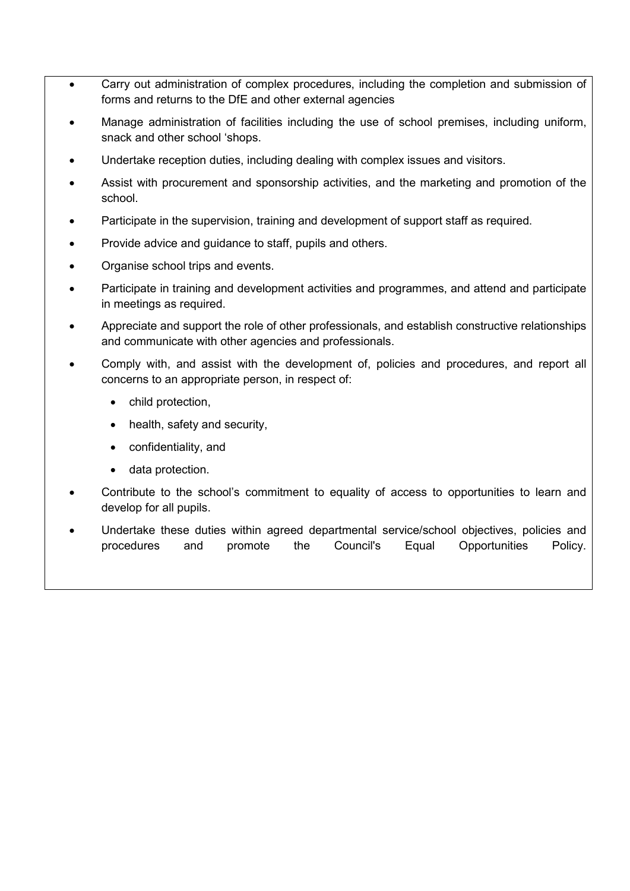- Carry out administration of complex procedures, including the completion and submission of forms and returns to the DfE and other external agencies
- Manage administration of facilities including the use of school premises, including uniform, snack and other school ‘shops.
- Undertake reception duties, including dealing with complex issues and visitors.
- Assist with procurement and sponsorship activities, and the marketing and promotion of the school.
- Participate in the supervision, training and development of support staff as required.
- Provide advice and guidance to staff, pupils and others.
- Organise school trips and events.
- Participate in training and development activities and programmes, and attend and participate in meetings as required.
- Appreciate and support the role of other professionals, and establish constructive relationships and communicate with other agencies and professionals.
- Comply with, and assist with the development of, policies and procedures, and report all concerns to an appropriate person, in respect of:
  - child protection,
  - health, safety and security,
  - confidentiality, and
  - data protection.
- Contribute to the school’s commitment to equality of access to opportunities to learn and develop for all pupils.
- Undertake these duties within agreed departmental service/school objectives, policies and procedures and promote the Council's Equal Opportunities Policy.